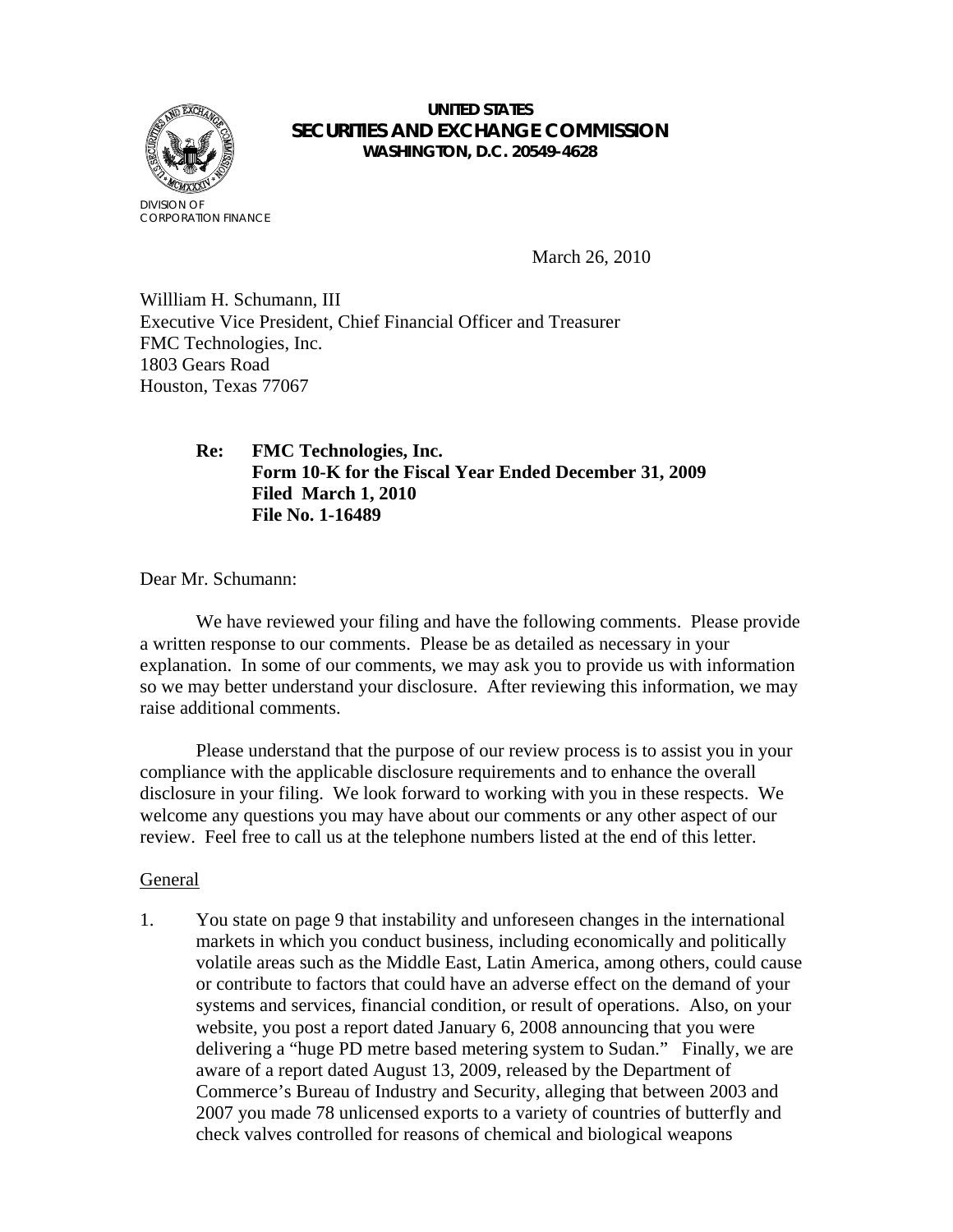**UNITED STATES**
**SECURITIES AND EXCHANGE COMMISSION**
**WASHINGTON, D.C. 20549-4628**

DIVISION OF
CORPORATION FINANCE

March 26, 2010

Willliam H. Schumann, III
Executive Vice President, Chief Financial Officer and Treasurer
FMC Technologies, Inc.
1803 Gears Road
Houston, Texas 77067

**Re: FMC Technologies, Inc.**
**Form 10-K for the Fiscal Year Ended December 31, 2009**
**Filed March 1, 2010**
**File No. 1-16489**

Dear Mr. Schumann:

We have reviewed your filing and have the following comments. Please provide a written response to our comments. Please be as detailed as necessary in your explanation. In some of our comments, we may ask you to provide us with information so we may better understand your disclosure. After reviewing this information, we may raise additional comments.

Please understand that the purpose of our review process is to assist you in your compliance with the applicable disclosure requirements and to enhance the overall disclosure in your filing. We look forward to working with you in these respects. We welcome any questions you may have about our comments or any other aspect of our review. Feel free to call us at the telephone numbers listed at the end of this letter.

General

1. You state on page 9 that instability and unforeseen changes in the international markets in which you conduct business, including economically and politically volatile areas such as the Middle East, Latin America, among others, could cause or contribute to factors that could have an adverse effect on the demand of your systems and services, financial condition, or result of operations. Also, on your website, you post a report dated January 6, 2008 announcing that you were delivering a "huge PD metre based metering system to Sudan." Finally, we are aware of a report dated August 13, 2009, released by the Department of Commerce's Bureau of Industry and Security, alleging that between 2003 and 2007 you made 78 unlicensed exports to a variety of countries of butterfly and check valves controlled for reasons of chemical and biological weapons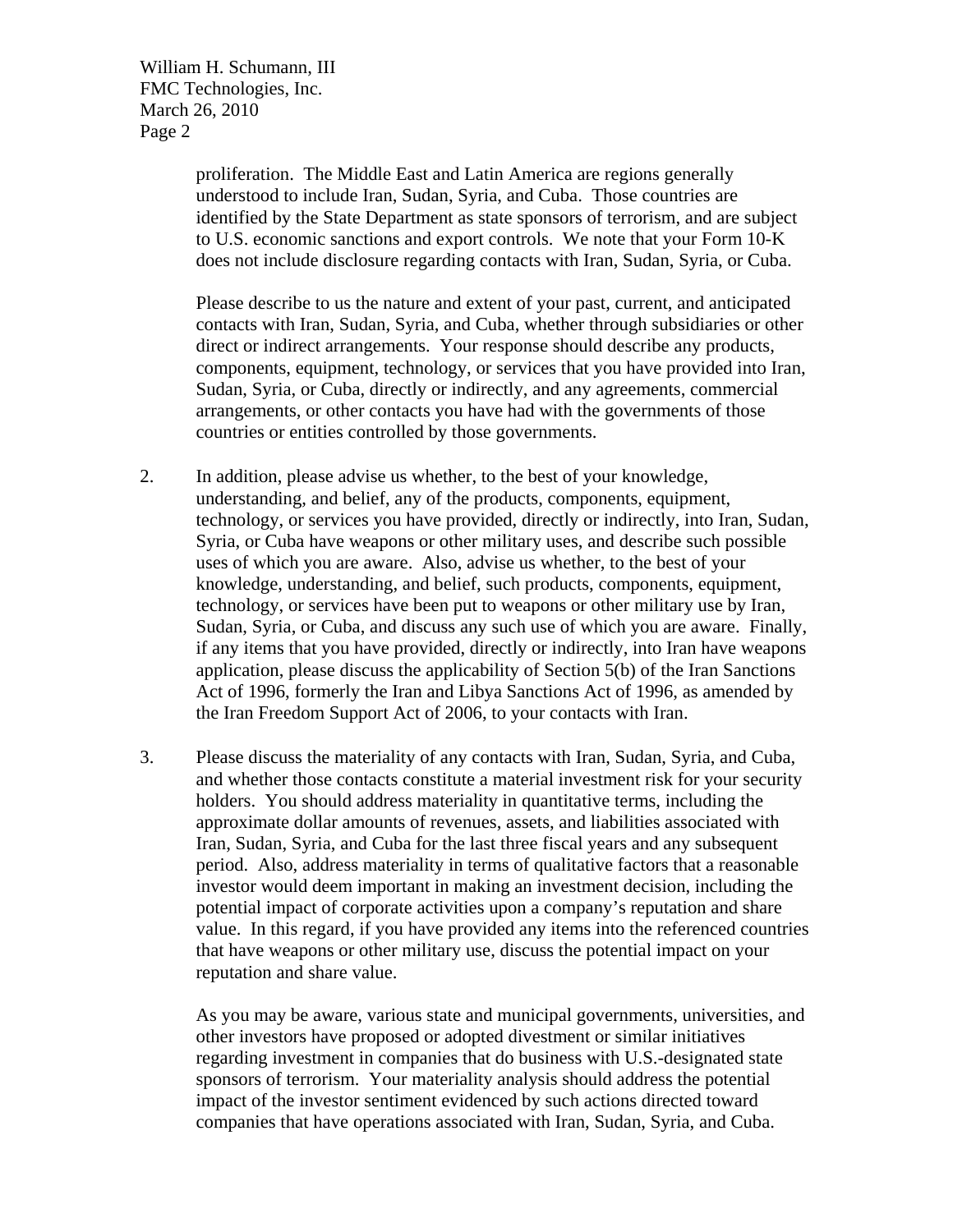proliferation. The Middle East and Latin America are regions generally understood to include Iran, Sudan, Syria, and Cuba. Those countries are identified by the State Department as state sponsors of terrorism, and are subject to U.S. economic sanctions and export controls. We note that your Form 10-K does not include disclosure regarding contacts with Iran, Sudan, Syria, or Cuba.

Please describe to us the nature and extent of your past, current, and anticipated contacts with Iran, Sudan, Syria, and Cuba, whether through subsidiaries or other direct or indirect arrangements. Your response should describe any products, components, equipment, technology, or services that you have provided into Iran, Sudan, Syria, or Cuba, directly or indirectly, and any agreements, commercial arrangements, or other contacts you have had with the governments of those countries or entities controlled by those governments.

2. In addition, please advise us whether, to the best of your knowledge, understanding, and belief, any of the products, components, equipment, technology, or services you have provided, directly or indirectly, into Iran, Sudan, Syria, or Cuba have weapons or other military uses, and describe such possible uses of which you are aware. Also, advise us whether, to the best of your knowledge, understanding, and belief, such products, components, equipment, technology, or services have been put to weapons or other military use by Iran, Sudan, Syria, or Cuba, and discuss any such use of which you are aware. Finally, if any items that you have provided, directly or indirectly, into Iran have weapons application, please discuss the applicability of Section 5(b) of the Iran Sanctions Act of 1996, formerly the Iran and Libya Sanctions Act of 1996, as amended by the Iran Freedom Support Act of 2006, to your contacts with Iran.

3. Please discuss the materiality of any contacts with Iran, Sudan, Syria, and Cuba, and whether those contacts constitute a material investment risk for your security holders. You should address materiality in quantitative terms, including the approximate dollar amounts of revenues, assets, and liabilities associated with Iran, Sudan, Syria, and Cuba for the last three fiscal years and any subsequent period. Also, address materiality in terms of qualitative factors that a reasonable investor would deem important in making an investment decision, including the potential impact of corporate activities upon a company's reputation and share value. In this regard, if you have provided any items into the referenced countries that have weapons or other military use, discuss the potential impact on your reputation and share value.

As you may be aware, various state and municipal governments, universities, and other investors have proposed or adopted divestment or similar initiatives regarding investment in companies that do business with U.S.-designated state sponsors of terrorism. Your materiality analysis should address the potential impact of the investor sentiment evidenced by such actions directed toward companies that have operations associated with Iran, Sudan, Syria, and Cuba.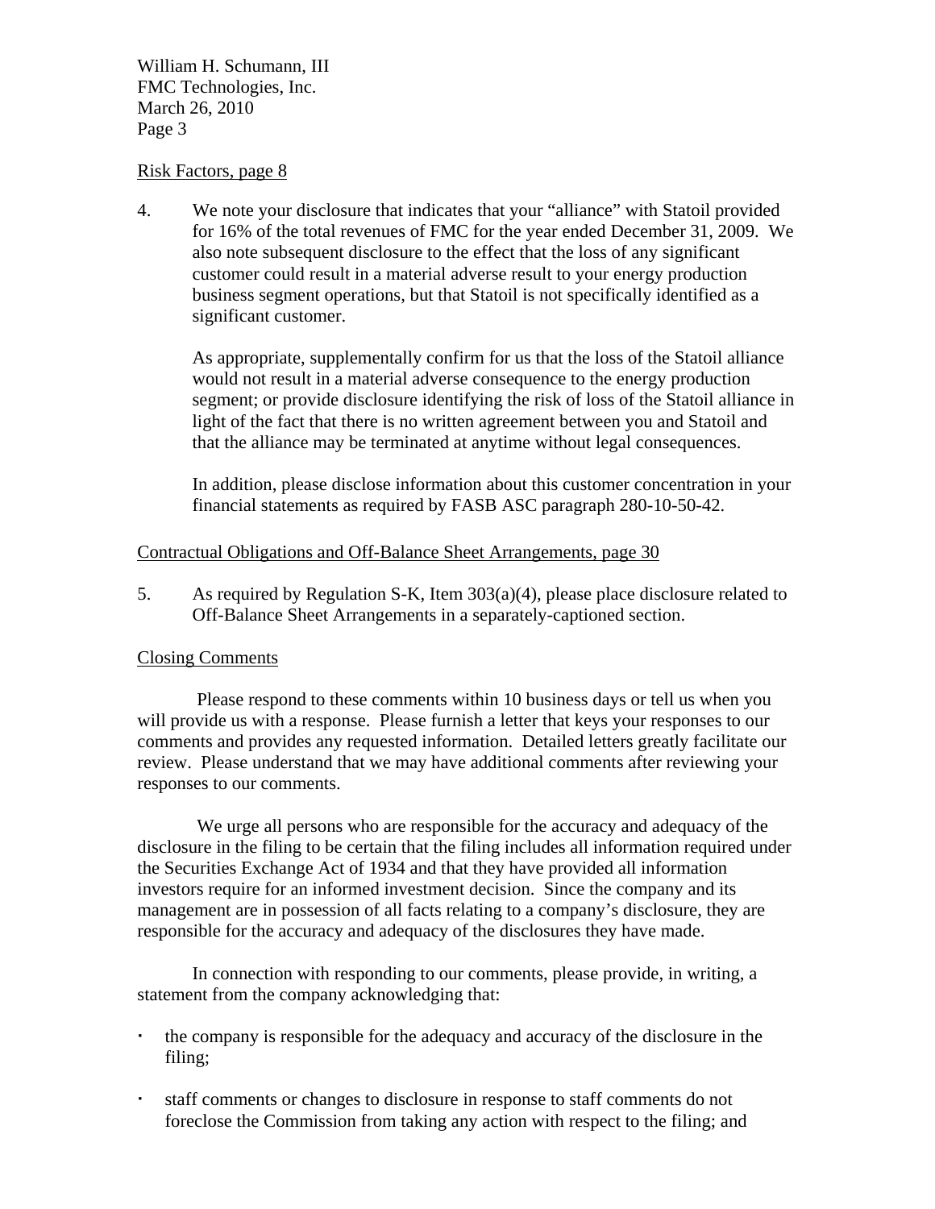Risk Factors, page 8

4. We note your disclosure that indicates that your "alliance" with Statoil provided for 16% of the total revenues of FMC for the year ended December 31, 2009. We also note subsequent disclosure to the effect that the loss of any significant customer could result in a material adverse result to your energy production business segment operations, but that Statoil is not specifically identified as a significant customer.

   As appropriate, supplementally confirm for us that the loss of the Statoil alliance would not result in a material adverse consequence to the energy production segment; or provide disclosure identifying the risk of loss of the Statoil alliance in light of the fact that there is no written agreement between you and Statoil and that the alliance may be terminated at anytime without legal consequences.

   In addition, please disclose information about this customer concentration in your financial statements as required by FASB ASC paragraph 280-10-50-42.

Contractual Obligations and Off-Balance Sheet Arrangements, page 30

5. As required by Regulation S-K, Item 303(a)(4), please place disclosure related to Off-Balance Sheet Arrangements in a separately-captioned section.

Closing Comments

Please respond to these comments within 10 business days or tell us when you will provide us with a response. Please furnish a letter that keys your responses to our comments and provides any requested information. Detailed letters greatly facilitate our review. Please understand that we may have additional comments after reviewing your responses to our comments.

We urge all persons who are responsible for the accuracy and adequacy of the disclosure in the filing to be certain that the filing includes all information required under the Securities Exchange Act of 1934 and that they have provided all information investors require for an informed investment decision. Since the company and its management are in possession of all facts relating to a company's disclosure, they are responsible for the accuracy and adequacy of the disclosures they have made.

In connection with responding to our comments, please provide, in writing, a statement from the company acknowledging that:

- the company is responsible for the adequacy and accuracy of the disclosure in the filing;
- staff comments or changes to disclosure in response to staff comments do not foreclose the Commission from taking any action with respect to the filing; and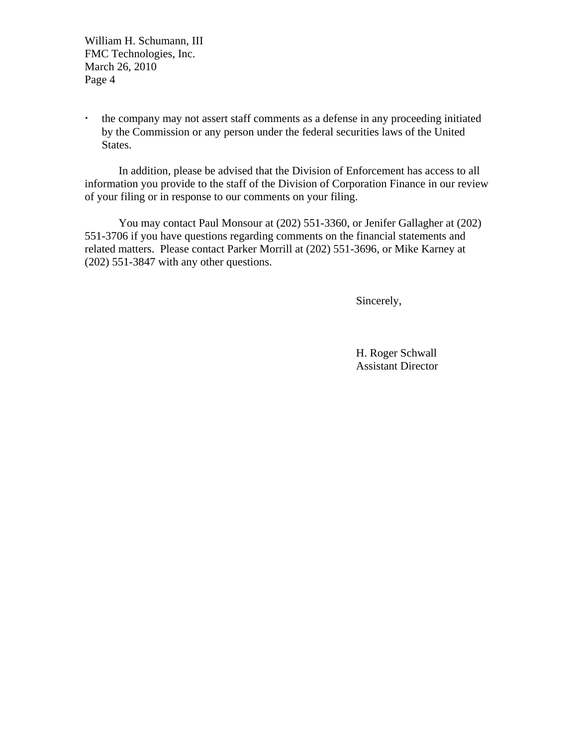- the company may not assert staff comments as a defense in any proceeding initiated by the Commission or any person under the federal securities laws of the United States.

In addition, please be advised that the Division of Enforcement has access to all information you provide to the staff of the Division of Corporation Finance in our review of your filing or in response to our comments on your filing.

You may contact Paul Monsour at (202) 551-3360, or Jenifer Gallagher at (202) 551-3706 if you have questions regarding comments on the financial statements and related matters. Please contact Parker Morrill at (202) 551-3696, or Mike Karney at (202) 551-3847 with any other questions.

Sincerely,

H. Roger Schwall
Assistant Director